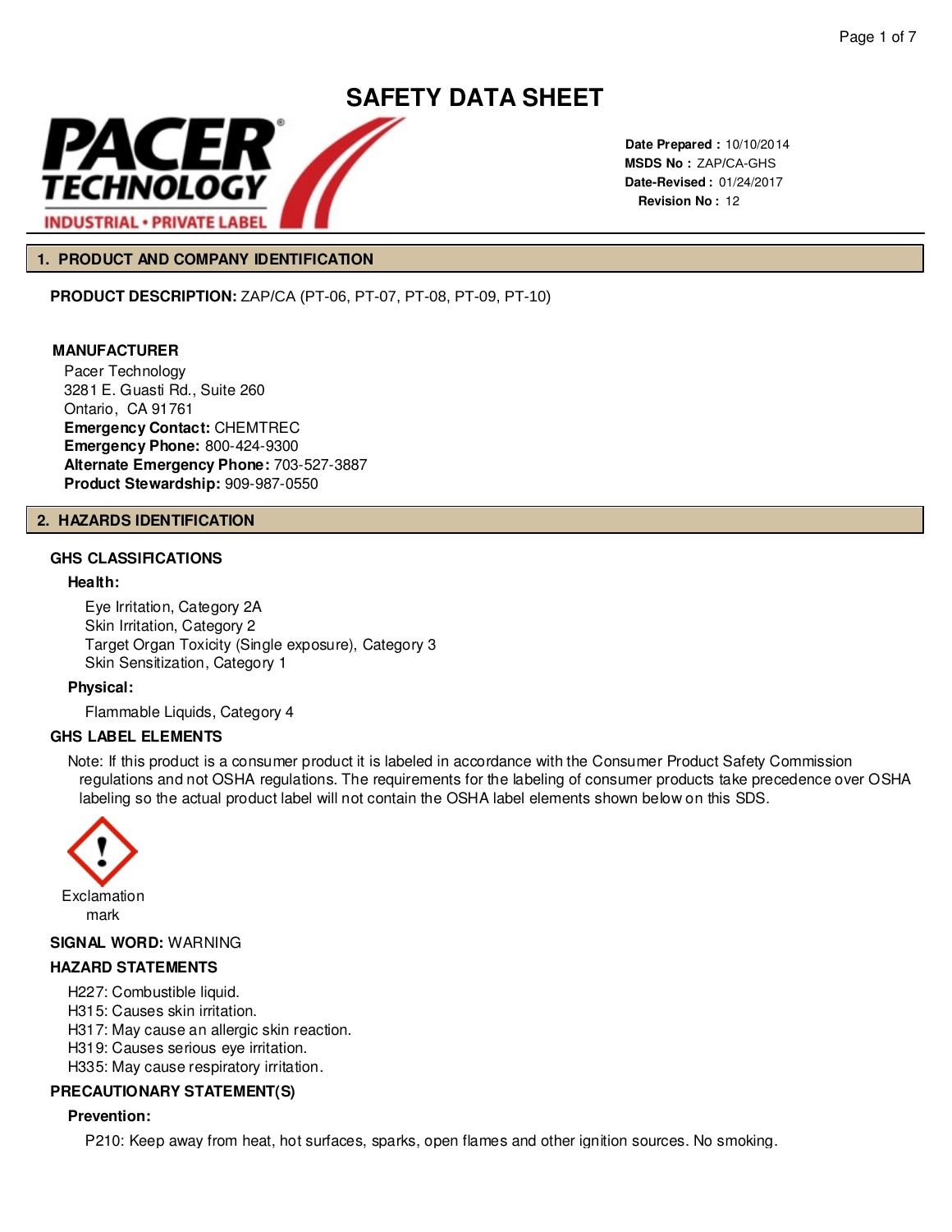# SAFETY DATA SHEET

**Date Prepared :** 10/10/2014
**MSDS No :** ZAP/CA-GHS
**Date-Revised :** 01/24/2017
**Revision No :** 12

## 1. PRODUCT AND COMPANY IDENTIFICATION

**PRODUCT DESCRIPTION:** ZAP/CA (PT-06, PT-07, PT-08, PT-09, PT-10)

**MANUFACTURER**

Pacer Technology
3281 E. Guasti Rd., Suite 260
Ontario, CA 91761
**Emergency Contact:** CHEMTREC
**Emergency Phone:** 800-424-9300
**Alternate Emergency Phone:** 703-527-3887
**Product Stewardship:** 909-987-0550

## 2. HAZARDS IDENTIFICATION

### GHS CLASSIFICATIONS

**Health:**

Eye Irritation, Category 2A
Skin Irritation, Category 2
Target Organ Toxicity (Single exposure), Category 3
Skin Sensitization, Category 1

**Physical:**

Flammable Liquids, Category 4

### GHS LABEL ELEMENTS

Note: If this product is a consumer product it is labeled in accordance with the Consumer Product Safety Commission regulations and not OSHA regulations. The requirements for the labeling of consumer products take precedence over OSHA labeling so the actual product label will not contain the OSHA label elements shown below on this SDS.

Exclamation mark

**SIGNAL WORD:** WARNING

### HAZARD STATEMENTS

H227: Combustible liquid.
H315: Causes skin irritation.
H317: May cause an allergic skin reaction.
H319: Causes serious eye irritation.
H335: May cause respiratory irritation.

### PRECAUTIONARY STATEMENT(S)

**Prevention:**

P210: Keep away from heat, hot surfaces, sparks, open flames and other ignition sources. No smoking.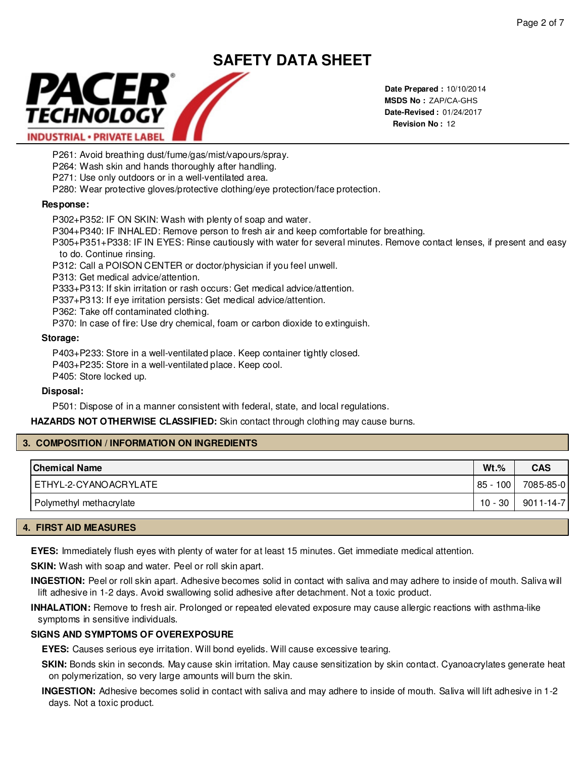P261: Avoid breathing dust/fume/gas/mist/vapours/spray.
P264: Wash skin and hands thoroughly after handling.
P271: Use only outdoors or in a well-ventilated area.
P280: Wear protective gloves/protective clothing/eye protection/face protection.

**Response:**

P302+P352: IF ON SKIN: Wash with plenty of soap and water.
P304+P340: IF INHALED: Remove person to fresh air and keep comfortable for breathing.
P305+P351+P338: IF IN EYES: Rinse cautiously with water for several minutes. Remove contact lenses, if present and easy to do. Continue rinsing.
P312: Call a POISON CENTER or doctor/physician if you feel unwell.
P313: Get medical advice/attention.
P333+P313: If skin irritation or rash occurs: Get medical advice/attention.
P337+P313: If eye irritation persists: Get medical advice/attention.
P362: Take off contaminated clothing.
P370: In case of fire: Use dry chemical, foam or carbon dioxide to extinguish.

**Storage:**

P403+P233: Store in a well-ventilated place. Keep container tightly closed.
P403+P235: Store in a well-ventilated place. Keep cool.
P405: Store locked up.

**Disposal:**

P501: Dispose of in a manner consistent with federal, state, and local regulations.

**HAZARDS NOT OTHERWISE CLASSIFIED:** Skin contact through clothing may cause burns.

## 3. COMPOSITION / INFORMATION ON INGREDIENTS

| Chemical Name | Wt.% | CAS |
|---|---|---|
| ETHYL-2-CYANOACRYLATE | 85 - 100 | 7085-85-0 |
| Polymethyl methacrylate | 10 - 30 | 9011-14-7 |

## 4. FIRST AID MEASURES

**EYES:** Immediately flush eyes with plenty of water for at least 15 minutes. Get immediate medical attention.

**SKIN:** Wash with soap and water. Peel or roll skin apart.

**INGESTION:** Peel or roll skin apart. Adhesive becomes solid in contact with saliva and may adhere to inside of mouth. Saliva will lift adhesive in 1-2 days. Avoid swallowing solid adhesive after detachment. Not a toxic product.

**INHALATION:** Remove to fresh air. Prolonged or repeated elevated exposure may cause allergic reactions with asthma-like symptoms in sensitive individuals.

**SIGNS AND SYMPTOMS OF OVEREXPOSURE**

**EYES:** Causes serious eye irritation. Will bond eyelids. Will cause excessive tearing.

**SKIN:** Bonds skin in seconds. May cause skin irritation. May cause sensitization by skin contact. Cyanoacrylates generate heat on polymerization, so very large amounts will burn the skin.

**INGESTION:** Adhesive becomes solid in contact with saliva and may adhere to inside of mouth. Saliva will lift adhesive in 1-2 days. Not a toxic product.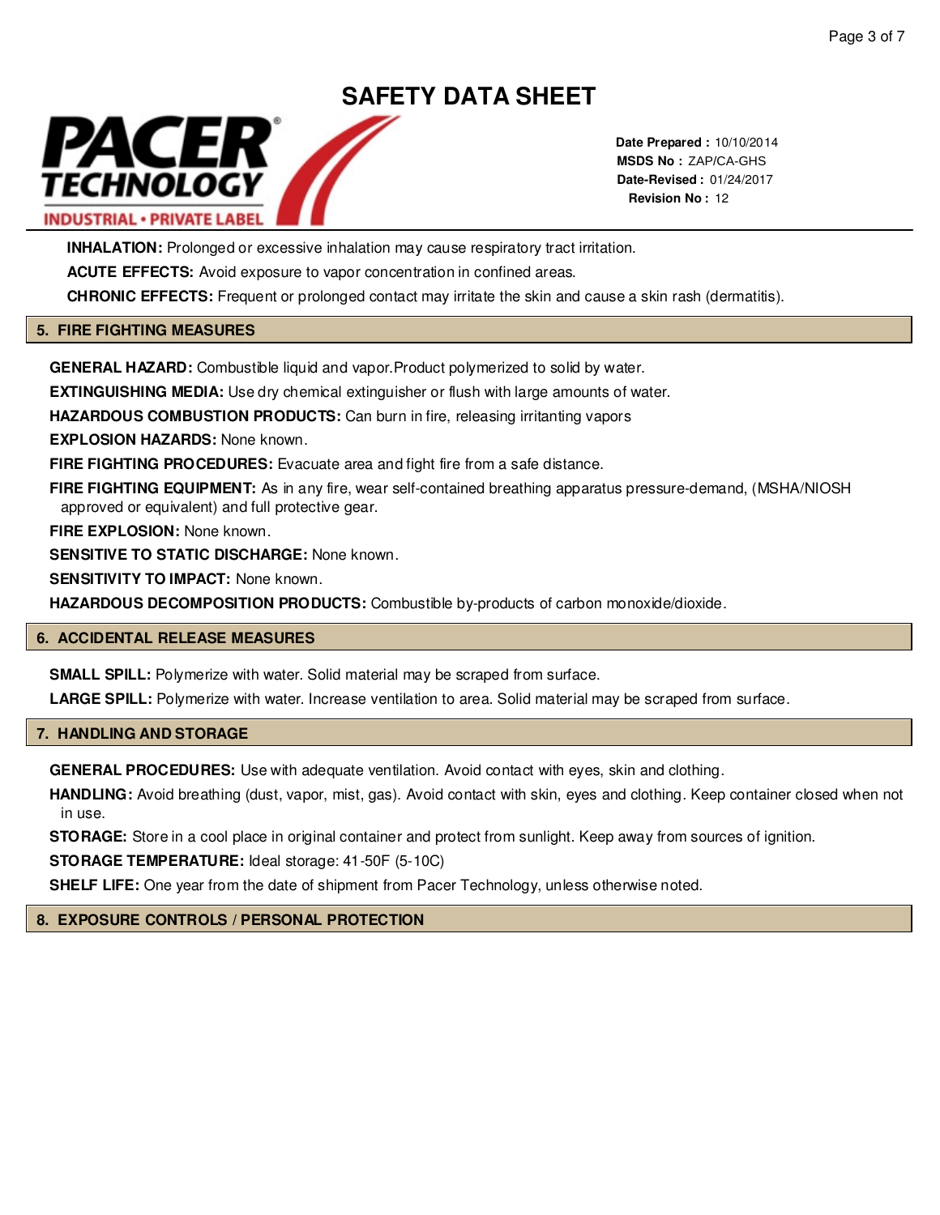**INHALATION:** Prolonged or excessive inhalation may cause respiratory tract irritation.

**ACUTE EFFECTS:** Avoid exposure to vapor concentration in confined areas.

**CHRONIC EFFECTS:** Frequent or prolonged contact may irritate the skin and cause a skin rash (dermatitis).

## 5. FIRE FIGHTING MEASURES

**GENERAL HAZARD:** Combustible liquid and vapor.Product polymerized to solid by water.

**EXTINGUISHING MEDIA:** Use dry chemical extinguisher or flush with large amounts of water.

**HAZARDOUS COMBUSTION PRODUCTS:** Can burn in fire, releasing irritanting vapors

**EXPLOSION HAZARDS:** None known.

**FIRE FIGHTING PROCEDURES:** Evacuate area and fight fire from a safe distance.

**FIRE FIGHTING EQUIPMENT:** As in any fire, wear self-contained breathing apparatus pressure-demand, (MSHA/NIOSH approved or equivalent) and full protective gear.

**FIRE EXPLOSION:** None known.

**SENSITIVE TO STATIC DISCHARGE:** None known.

**SENSITIVITY TO IMPACT:** None known.

**HAZARDOUS DECOMPOSITION PRODUCTS:** Combustible by-products of carbon monoxide/dioxide.

## 6. ACCIDENTAL RELEASE MEASURES

**SMALL SPILL:** Polymerize with water. Solid material may be scraped from surface.

**LARGE SPILL:** Polymerize with water. Increase ventilation to area. Solid material may be scraped from surface.

## 7. HANDLING AND STORAGE

**GENERAL PROCEDURES:** Use with adequate ventilation. Avoid contact with eyes, skin and clothing.

**HANDLING:** Avoid breathing (dust, vapor, mist, gas). Avoid contact with skin, eyes and clothing. Keep container closed when not in use.

**STORAGE:** Store in a cool place in original container and protect from sunlight. Keep away from sources of ignition.

**STORAGE TEMPERATURE:** Ideal storage: 41-50F (5-10C)

**SHELF LIFE:** One year from the date of shipment from Pacer Technology, unless otherwise noted.

## 8. EXPOSURE CONTROLS / PERSONAL PROTECTION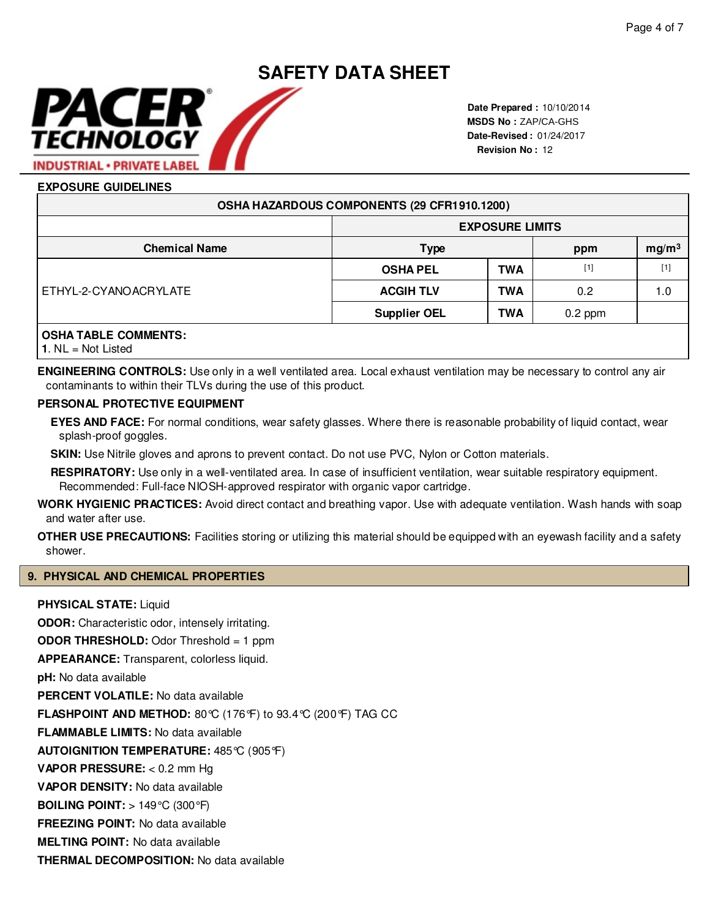# SAFETY DATA SHEET

PACER TECHNOLOGY
INDUSTRIAL • PRIVATE LABEL

**Date Prepared :** 10/10/2014
**MSDS No :** ZAP/CA-GHS
**Date-Revised :** 01/24/2017
**Revision No :** 12

## EXPOSURE GUIDELINES

| OSHA HAZARDOUS COMPONENTS (29 CFR1910.1200) | | | | |
|---|---|---|---|---|
| | EXPOSURE LIMITS | | | |
| **Chemical Name** | **Type** | | **ppm** | **$mg/m^3$** |
| ETHYL-2-CYANOACRYLATE | **OSHA PEL** | **TWA** | [1] | [1] |
| | **ACGIH TLV** | **TWA** | 0.2 | 1.0 |
| | **Supplier OEL** | **TWA** | 0.2 ppm | |

**OSHA TABLE COMMENTS:**
**1**. NL = Not Listed

**ENGINEERING CONTROLS:** Use only in a well ventilated area. Local exhaust ventilation may be necessary to control any air contaminants to within their TLVs during the use of this product.

**PERSONAL PROTECTIVE EQUIPMENT**

**EYES AND FACE:** For normal conditions, wear safety glasses. Where there is reasonable probability of liquid contact, wear splash-proof goggles.

**SKIN:** Use Nitrile gloves and aprons to prevent contact. Do not use PVC, Nylon or Cotton materials.

**RESPIRATORY:** Use only in a well-ventilated area. In case of insufficient ventilation, wear suitable respiratory equipment. Recommended: Full-face NIOSH-approved respirator with organic vapor cartridge.

**WORK HYGIENIC PRACTICES:** Avoid direct contact and breathing vapor. Use with adequate ventilation. Wash hands with soap and water after use.

**OTHER USE PRECAUTIONS:** Facilities storing or utilizing this material should be equipped with an eyewash facility and a safety shower.

## 9. PHYSICAL AND CHEMICAL PROPERTIES

**PHYSICAL STATE:** Liquid

**ODOR:** Characteristic odor, intensely irritating.

**ODOR THRESHOLD:** Odor Threshold = 1 ppm

**APPEARANCE:** Transparent, colorless liquid.

**pH:** No data available

**PERCENT VOLATILE:** No data available

**FLASHPOINT AND METHOD:** 80℃ (176℉) to 93.4℃ (200℉) TAG CC

**FLAMMABLE LIMITS:** No data available

**AUTOIGNITION TEMPERATURE:** 485℃ (905℉)

**VAPOR PRESSURE:** < 0.2 mm Hg

**VAPOR DENSITY:** No data available

**BOILING POINT:** > 149°C (300°F)

**FREEZING POINT:** No data available

**MELTING POINT:** No data available

**THERMAL DECOMPOSITION:** No data available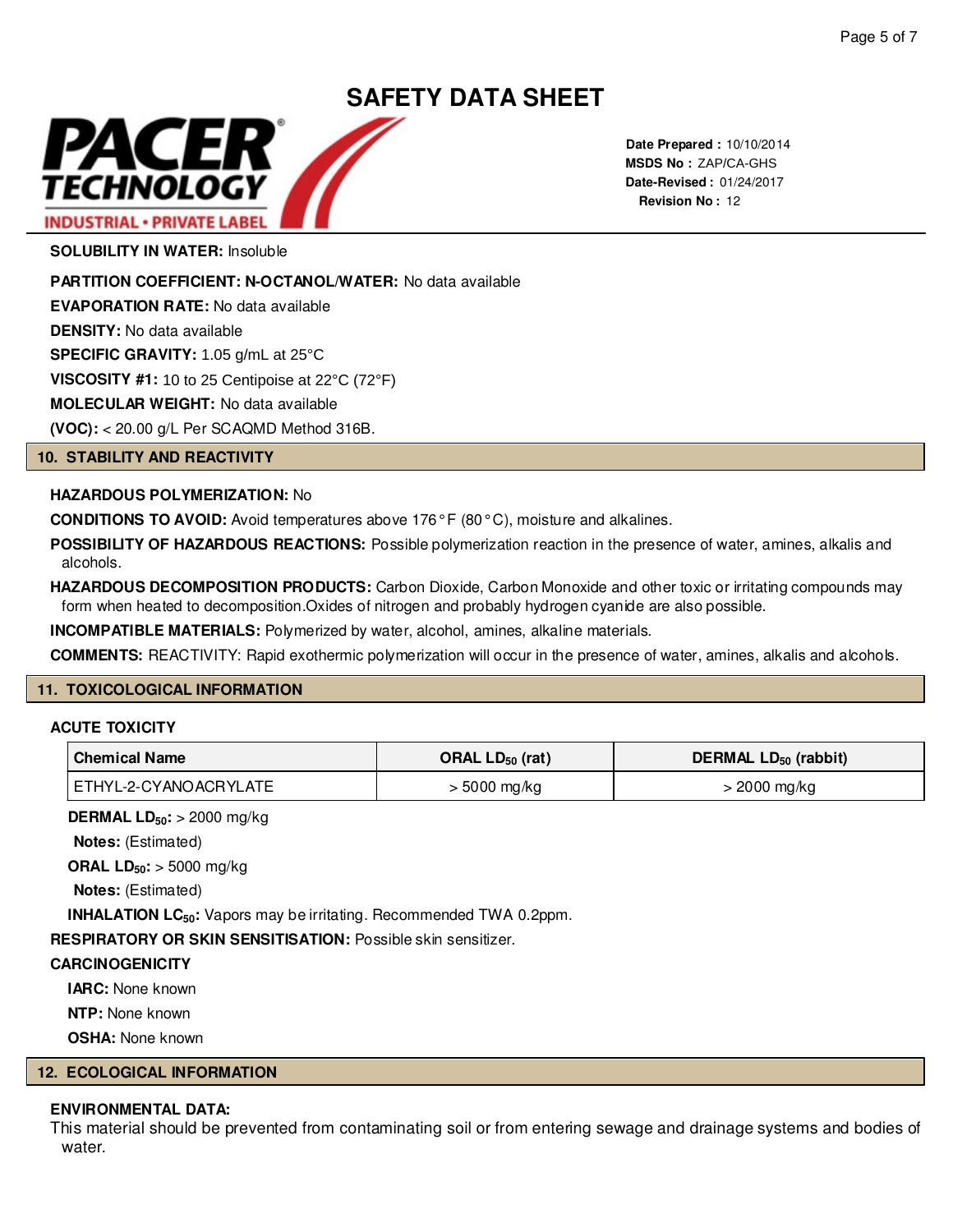**SOLUBILITY IN WATER:** Insoluble

**PARTITION COEFFICIENT: N-OCTANOL/WATER:** No data available

**EVAPORATION RATE:** No data available

**DENSITY:** No data available

**SPECIFIC GRAVITY:** 1.05 g/mL at 25°C

**VISCOSITY #1:** 10 to 25 Centipoise at 22°C (72°F)

**MOLECULAR WEIGHT:** No data available

**(VOC):** < 20.00 g/L Per SCAQMD Method 316B.

## 10. STABILITY AND REACTIVITY

**HAZARDOUS POLYMERIZATION:** No

**CONDITIONS TO AVOID:** Avoid temperatures above 176 ° F (80 ° C), moisture and alkalines.

**POSSIBILITY OF HAZARDOUS REACTIONS:** Possible polymerization reaction in the presence of water, amines, alkalis and alcohols.

**HAZARDOUS DECOMPOSITION PRODUCTS:** Carbon Dioxide, Carbon Monoxide and other toxic or irritating compounds may form when heated to decomposition.Oxides of nitrogen and probably hydrogen cyanide are also possible.

**INCOMPATIBLE MATERIALS:** Polymerized by water, alcohol, amines, alkaline materials.

**COMMENTS:** REACTIVITY: Rapid exothermic polymerization will occur in the presence of water, amines, alkalis and alcohols.

## 11. TOXICOLOGICAL INFORMATION

**ACUTE TOXICITY**

| Chemical Name | ORAL $LD_{50}$ (rat) | DERMAL $LD_{50}$ (rabbit) |
|---|---|---|
| ETHYL-2-CYANOACRYLATE | > 5000 mg/kg | > 2000 mg/kg |

**DERMAL $LD_{50}$:** > 2000 mg/kg

**Notes:** (Estimated)

**ORAL $LD_{50}$:** > 5000 mg/kg

**Notes:** (Estimated)

**INHALATION $LC_{50}$:** Vapors may be irritating. Recommended TWA 0.2ppm.

**RESPIRATORY OR SKIN SENSITISATION:** Possible skin sensitizer.

**CARCINOGENICITY**

**IARC:** None known

**NTP:** None known

**OSHA:** None known

## 12. ECOLOGICAL INFORMATION

**ENVIRONMENTAL DATA:**

This material should be prevented from contaminating soil or from entering sewage and drainage systems and bodies of water.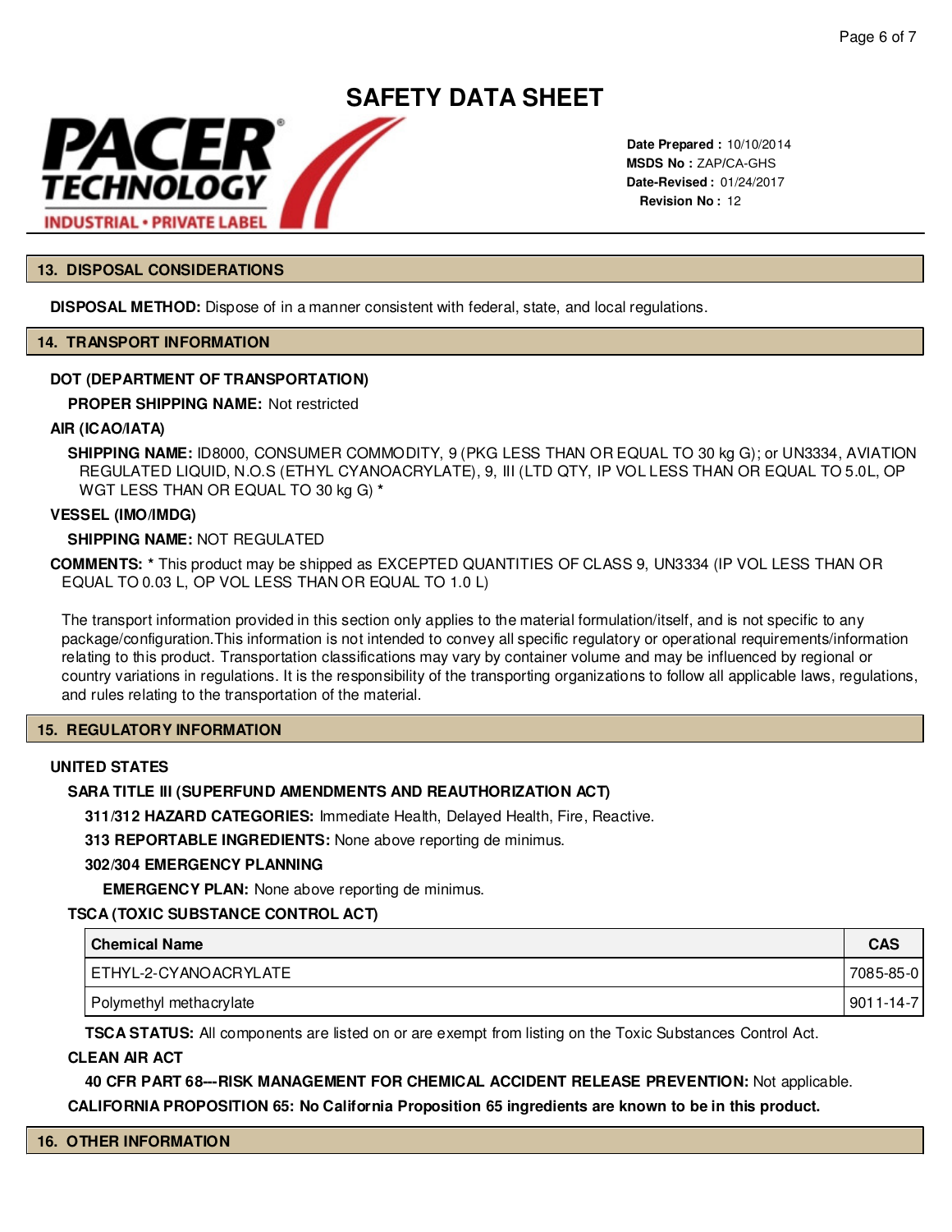# SAFETY DATA SHEET

**Date Prepared :** 10/10/2014
**MSDS No :** ZAP/CA-GHS
**Date-Revised :** 01/24/2017
**Revision No :** 12

## 13. DISPOSAL CONSIDERATIONS

**DISPOSAL METHOD:** Dispose of in a manner consistent with federal, state, and local regulations.

## 14. TRANSPORT INFORMATION

**DOT (DEPARTMENT OF TRANSPORTATION)**

**PROPER SHIPPING NAME:** Not restricted

**AIR (ICAO/IATA)**

**SHIPPING NAME:** ID8000, CONSUMER COMMODITY, 9 (PKG LESS THAN OR EQUAL TO 30 kg G); or UN3334, AVIATION REGULATED LIQUID, N.O.S (ETHYL CYANOACRYLATE), 9, III (LTD QTY, IP VOL LESS THAN OR EQUAL TO 5.0L, OP WGT LESS THAN OR EQUAL TO 30 kg G) *

**VESSEL (IMO/IMDG)**

**SHIPPING NAME:** NOT REGULATED

**COMMENTS:** * This product may be shipped as EXCEPTED QUANTITIES OF CLASS 9, UN3334 (IP VOL LESS THAN OR EQUAL TO 0.03 L, OP VOL LESS THAN OR EQUAL TO 1.0 L)

The transport information provided in this section only applies to the material formulation/itself, and is not specific to any package/configuration.This information is not intended to convey all specific regulatory or operational requirements/information relating to this product. Transportation classifications may vary by container volume and may be influenced by regional or country variations in regulations. It is the responsibility of the transporting organizations to follow all applicable laws, regulations, and rules relating to the transportation of the material.

## 15. REGULATORY INFORMATION

**UNITED STATES**

**SARA TITLE III (SUPERFUND AMENDMENTS AND REAUTHORIZATION ACT)**

**311/312 HAZARD CATEGORIES:** Immediate Health, Delayed Health, Fire, Reactive.

**313 REPORTABLE INGREDIENTS:** None above reporting de minimus.

**302/304 EMERGENCY PLANNING**

**EMERGENCY PLAN:** None above reporting de minimus.

**TSCA (TOXIC SUBSTANCE CONTROL ACT)**

| Chemical Name | CAS |
|---|---|
| ETHYL-2-CYANOACRYLATE | 7085-85-0 |
| Polymethyl methacrylate | 9011-14-7 |

**TSCA STATUS:** All components are listed on or are exempt from listing on the Toxic Substances Control Act.

**CLEAN AIR ACT**

**40 CFR PART 68---RISK MANAGEMENT FOR CHEMICAL ACCIDENT RELEASE PREVENTION:** Not applicable.

**CALIFORNIA PROPOSITION 65: No California Proposition 65 ingredients are known to be in this product.**

## 16. OTHER INFORMATION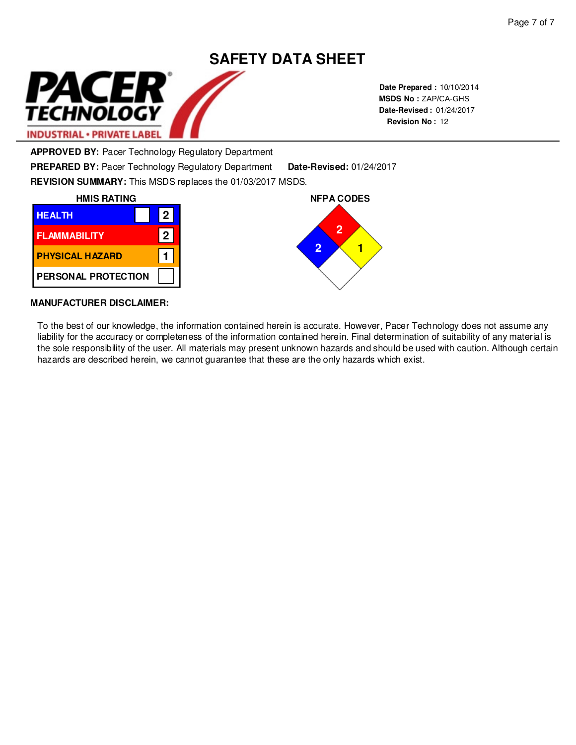# SAFETY DATA SHEET

PACER TECHNOLOGY
INDUSTRIAL • PRIVATE LABEL

**Date Prepared :** 10/10/2014
**MSDS No :** ZAP/CA-GHS
**Date-Revised :** 01/24/2017
**Revision No :** 12

**APPROVED BY:** Pacer Technology Regulatory Department

**PREPARED BY:** Pacer Technology Regulatory Department **Date-Revised:** 01/24/2017

**REVISION SUMMARY:** This MSDS replaces the 01/03/2017 MSDS.

**HMIS RATING**

| | |
|---|---|
| HEALTH | 2 |
| FLAMMABILITY | 2 |
| PHYSICAL HAZARD | 1 |
| PERSONAL PROTECTION | |

**NFPA CODES**

2
2
1

**MANUFACTURER DISCLAIMER:**

To the best of our knowledge, the information contained herein is accurate. However, Pacer Technology does not assume any liability for the accuracy or completeness of the information contained herein. Final determination of suitability of any material is the sole responsibility of the user. All materials may present unknown hazards and should be used with caution. Although certain hazards are described herein, we cannot guarantee that these are the only hazards which exist.